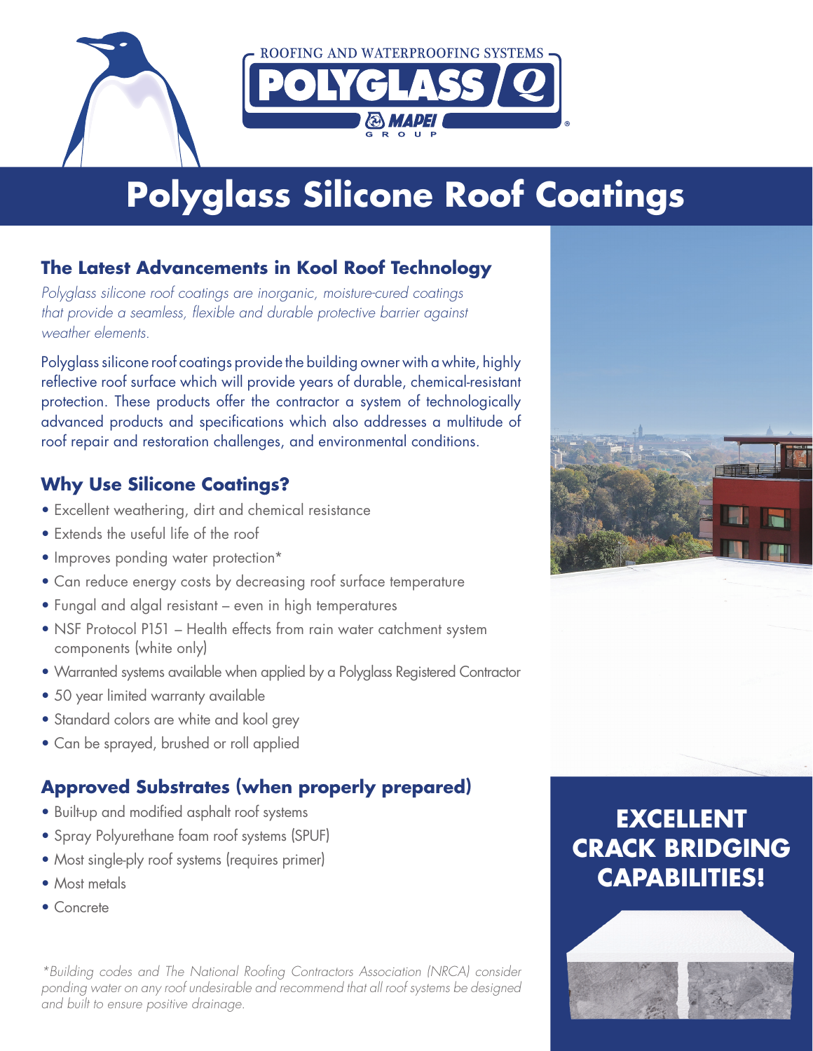ROOFING AND WATERPROOFING SYSTEMS

POLYGLASS

MAPEI GROUP

# Polyglass Silicone Roof Coatings

## The Latest Advancements in Kool Roof Technology

*Polyglass silicone roof coatings are inorganic, moisture-cured coatings that provide a seamless, flexible and durable protective barrier against weather elements.*

Polyglass silicone roof coatings provide the building owner with a white, highly reflective roof surface which will provide years of durable, chemical-resistant protection. These products offer the contractor a system of technologically advanced products and specifications which also addresses a multitude of roof repair and restoration challenges, and environmental conditions.

## Why Use Silicone Coatings?

- Excellent weathering, dirt and chemical resistance
- Extends the useful life of the roof
- Improves ponding water protection*
- Can reduce energy costs by decreasing roof surface temperature
- Fungal and algal resistant – even in high temperatures
- NSF Protocol P151 – Health effects from rain water catchment system components (white only)
- Warranted systems available when applied by a Polyglass Registered Contractor
- 50 year limited warranty available
- Standard colors are white and kool grey
- Can be sprayed, brushed or roll applied

## Approved Substrates (when properly prepared)

- Built-up and modified asphalt roof systems
- Spray Polyurethane foam roof systems (SPUF)
- Most single-ply roof systems (requires primer)
- Most metals
- Concrete

*\*Building codes and The National Roofing Contractors Association (NRCA) consider ponding water on any roof undesirable and recommend that all roof systems be designed and built to ensure positive drainage.*

**EXCELLENT CRACK BRIDGING CAPABILITIES!**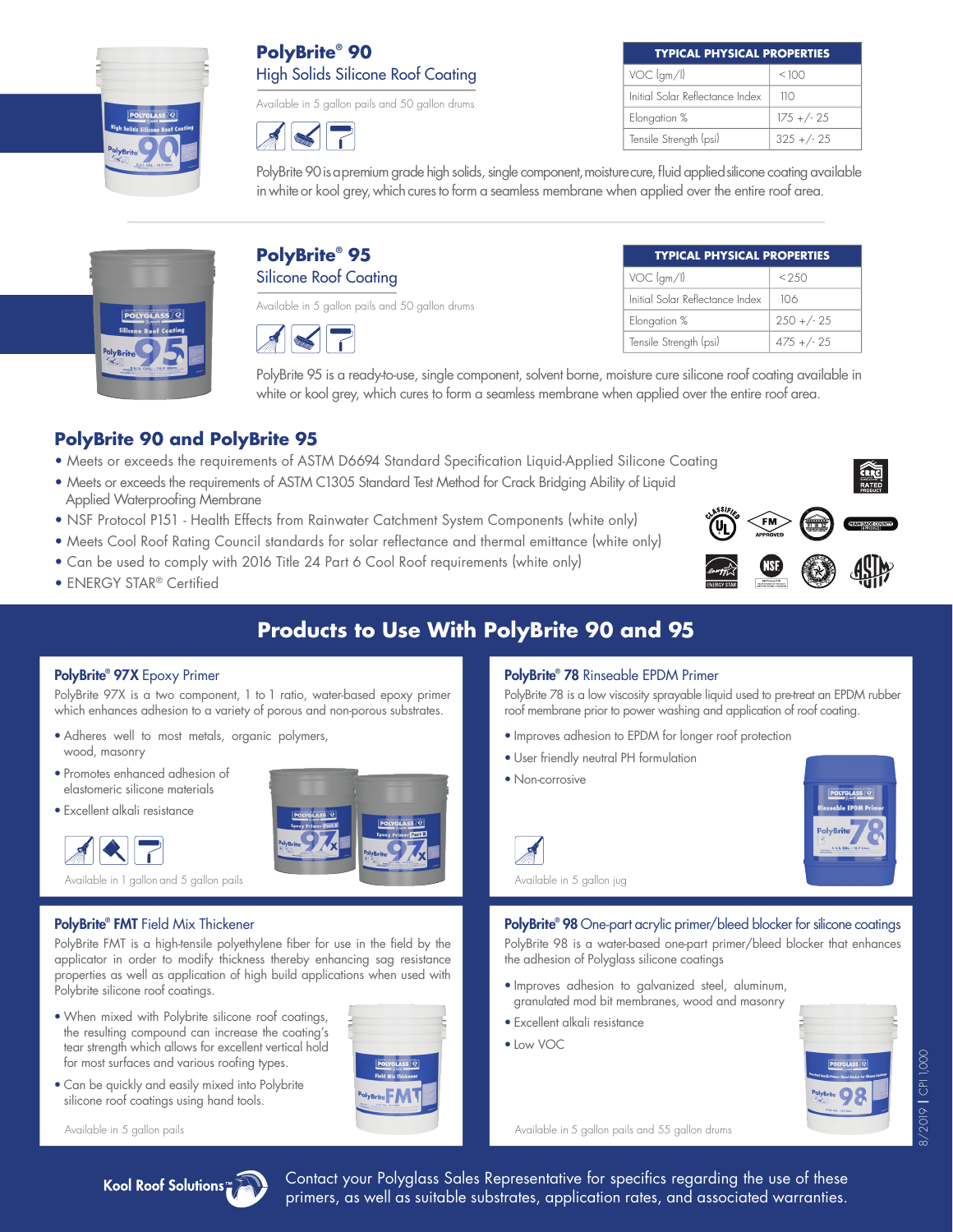## PolyBrite® 90

High Solids Silicone Roof Coating

Available in 5 gallon pails and 50 gallon drums

| TYPICAL PHYSICAL PROPERTIES | |
|---|---|
| VOC (gm/l) | <100 |
| Initial Solar Reflectance Index | 110 |
| Elongation % | 175 +/- 25 |
| Tensile Strength (psi) | 325 +/- 25 |

PolyBrite 90 is a premium grade high solids, single component, moisture cure, fluid applied silicone coating available in white or kool grey, which cures to form a seamless membrane when applied over the entire roof area.

## PolyBrite® 95

Silicone Roof Coating

Available in 5 gallon pails and 50 gallon drums

| TYPICAL PHYSICAL PROPERTIES | |
|---|---|
| VOC (gm/l) | <250 |
| Initial Solar Reflectance Index | 106 |
| Elongation % | 250 +/- 25 |
| Tensile Strength (psi) | 475 +/- 25 |

PolyBrite 95 is a ready-to-use, single component, solvent borne, moisture cure silicone roof coating available in white or kool grey, which cures to form a seamless membrane when applied over the entire roof area.

## PolyBrite 90 and PolyBrite 95

- Meets or exceeds the requirements of ASTM D6694 Standard Specification Liquid-Applied Silicone Coating
- Meets or exceeds the requirements of ASTM C1305 Standard Test Method for Crack Bridging Ability of Liquid Applied Waterproofing Membrane
- NSF Protocol P151 - Health Effects from Rainwater Catchment System Components (white only)
- Meets Cool Roof Rating Council standards for solar reflectance and thermal emittance (white only)
- Can be used to comply with 2016 Title 24 Part 6 Cool Roof requirements (white only)
- ENERGY STAR® Certified

## Products to Use With PolyBrite 90 and 95

### PolyBrite® 97X Epoxy Primer

PolyBrite 97X is a two component, 1 to 1 ratio, water-based epoxy primer which enhances adhesion to a variety of porous and non-porous substrates.

- Adheres well to most metals, organic polymers, wood, masonry
- Promotes enhanced adhesion of elastomeric silicone materials
- Excellent alkali resistance

Available in 1 gallon and 5 gallon pails

### PolyBrite® 78 Rinseable EPDM Primer

PolyBrite 78 is a low viscosity sprayable liquid used to pre-treat an EPDM rubber roof membrane prior to power washing and application of roof coating.

- Improves adhesion to EPDM for longer roof protection
- User friendly neutral PH formulation
- Non-corrosive

Available in 5 gallon jug

### PolyBrite® FMT Field Mix Thickener

PolyBrite FMT is a high-tensile polyethylene fiber for use in the field by the applicator in order to modify thickness thereby enhancing sag resistance properties as well as application of high build applications when used with Polybrite silicone roof coatings.

- When mixed with Polybrite silicone roof coatings, the resulting compound can increase the coating's tear strength which allows for excellent vertical hold for most surfaces and various roofing types.
- Can be quickly and easily mixed into Polybrite silicone roof coatings using hand tools.

Available in 5 gallon pails

### PolyBrite® 98 One-part acrylic primer/bleed blocker for silicone coatings

PolyBrite 98 is a water-based one-part primer/bleed blocker that enhances the adhesion of Polyglass silicone coatings

- Improves adhesion to galvanized steel, aluminum, granulated mod bit membranes, wood and masonry
- Excellent alkali resistance
- Low VOC

Available in 5 gallon pails and 55 gallon drums

Kool Roof Solutions™

Contact your Polyglass Sales Representative for specifics regarding the use of these primers, as well as suitable substrates, application rates, and associated warranties.

8/2019 | CPI 1,000